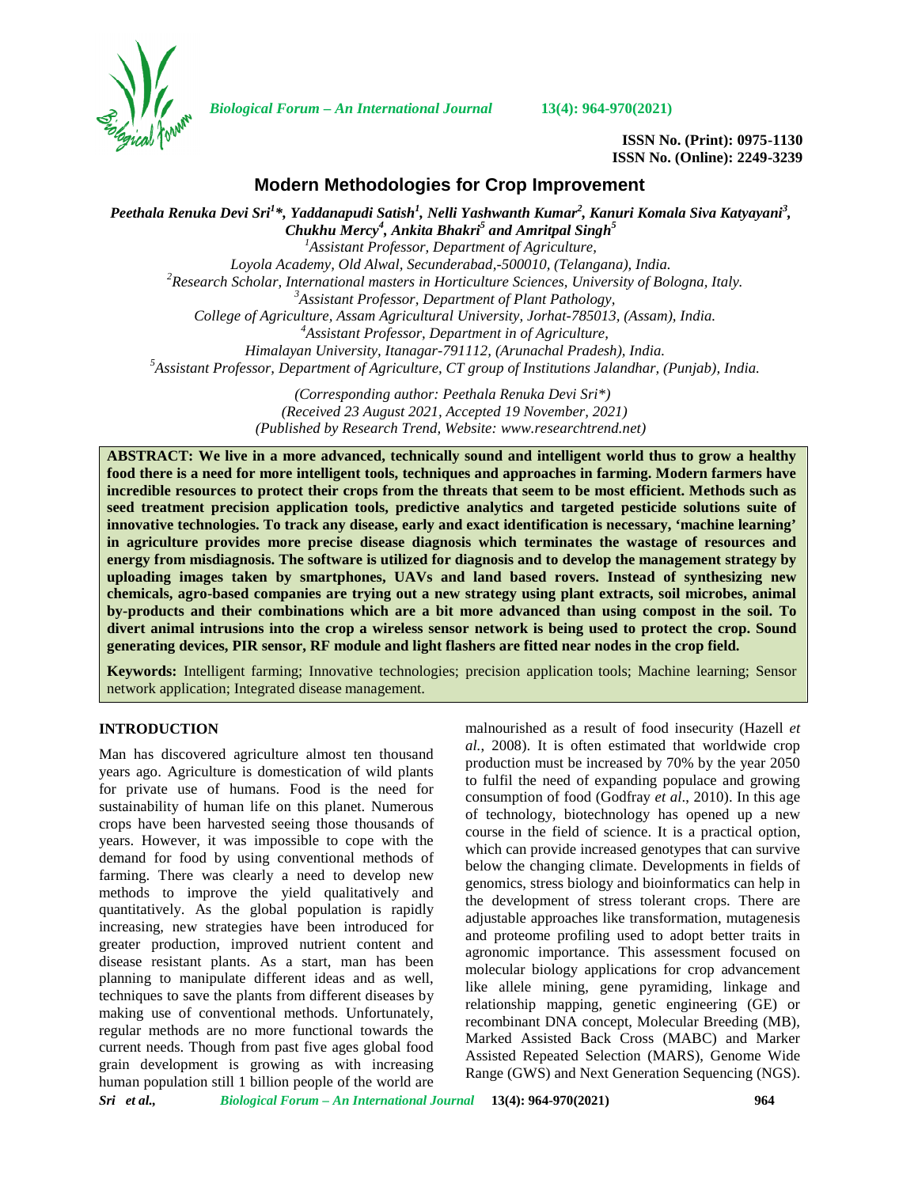ISSN No. (Print): 0975-1130
ISSN No. (Online): 2249-3239

# Modern Methodologies for Crop Improvement

***Peethala Renuka Devi Sri[1]\*, Yaddanapudi Satish[1], Nelli Yashwanth Kumar[2], Kanuri Komala Siva Katyayani[3], Chukhu Mercy[4], Ankita Bhakri[5] and Amritpal Singh[5]***

*[1]Assistant Professor, Department of Agriculture, Loyola Academy, Old Alwal, Secunderabad,-500010, (Telangana), India.*
*[2]Research Scholar, International masters in Horticulture Sciences, University of Bologna, Italy.*
*[3]Assistant Professor, Department of Plant Pathology, College of Agriculture, Assam Agricultural University, Jorhat-785013, (Assam), India.*
*[4]Assistant Professor, Department in of Agriculture, Himalayan University, Itanagar-791112, (Arunachal Pradesh), India.*
*[5]Assistant Professor, Department of Agriculture, CT group of Institutions Jalandhar, (Punjab), India.*

*(Corresponding author: Peethala Renuka Devi Sri\*)*
*(Received 23 August 2021, Accepted 19 November, 2021)*
*(Published by Research Trend, Website: www.researchtrend.net)*

**ABSTRACT: We live in a more advanced, technically sound and intelligent world thus to grow a healthy food there is a need for more intelligent tools, techniques and approaches in farming. Modern farmers have incredible resources to protect their crops from the threats that seem to be most efficient. Methods such as seed treatment precision application tools, predictive analytics and targeted pesticide solutions suite of innovative technologies. To track any disease, early and exact identification is necessary, 'machine learning' in agriculture provides more precise disease diagnosis which terminates the wastage of resources and energy from misdiagnosis. The software is utilized for diagnosis and to develop the management strategy by uploading images taken by smartphones, UAVs and land based rovers. Instead of synthesizing new chemicals, agro-based companies are trying out a new strategy using plant extracts, soil microbes, animal by-products and their combinations which are a bit more advanced than using compost in the soil. To divert animal intrusions into the crop a wireless sensor network is being used to protect the crop. Sound generating devices, PIR sensor, RF module and light flashers are fitted near nodes in the crop field.**

**Keywords:** Intelligent farming; Innovative technologies; precision application tools; Machine learning; Sensor network application; Integrated disease management.

## INTRODUCTION

Man has discovered agriculture almost ten thousand years ago. Agriculture is domestication of wild plants for private use of humans. Food is the need for sustainability of human life on this planet. Numerous crops have been harvested seeing those thousands of years. However, it was impossible to cope with the demand for food by using conventional methods of farming. There was clearly a need to develop new methods to improve the yield qualitatively and quantitatively. As the global population is rapidly increasing, new strategies have been introduced for greater production, improved nutrient content and disease resistant plants. As a start, man has been planning to manipulate different ideas and as well, techniques to save the plants from different diseases by making use of conventional methods. Unfortunately, regular methods are no more functional towards the current needs. Though from past five ages global food grain development is growing as with increasing human population still 1 billion people of the world are malnourished as a result of food insecurity (Hazell *et al.*, 2008). It is often estimated that worldwide crop production must be increased by 70% by the year 2050 to fulfil the need of expanding populace and growing consumption of food (Godfray *et al*., 2010). In this age of technology, biotechnology has opened up a new course in the field of science. It is a practical option, which can provide increased genotypes that can survive below the changing climate. Developments in fields of genomics, stress biology and bioinformatics can help in the development of stress tolerant crops. There are adjustable approaches like transformation, mutagenesis and proteome profiling used to adopt better traits in agronomic importance. This assessment focused on molecular biology applications for crop advancement like allele mining, gene pyramiding, linkage and relationship mapping, genetic engineering (GE) or recombinant DNA concept, Molecular Breeding (MB), Marked Assisted Back Cross (MABC) and Marker Assisted Repeated Selection (MARS), Genome Wide Range (GWS) and Next Generation Sequencing (NGS).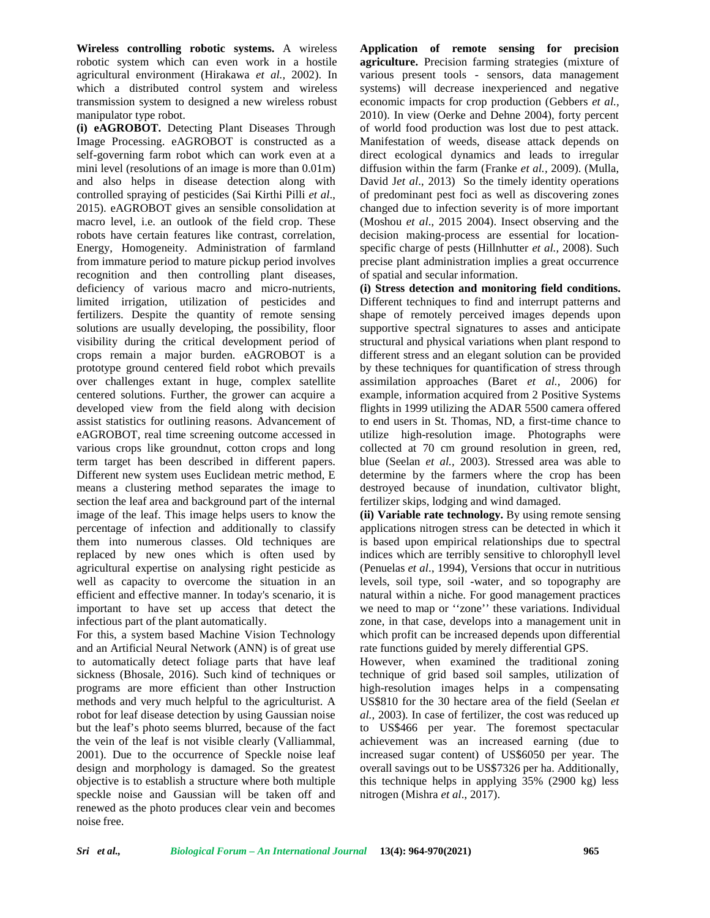**Wireless controlling robotic systems.** A wireless robotic system which can even work in a hostile agricultural environment (Hirakawa *et al.,* 2002). In which a distributed control system and wireless transmission system to designed a new wireless robust manipulator type robot.

**(i) eAGROBOT.** Detecting Plant Diseases Through Image Processing. eAGROBOT is constructed as a self-governing farm robot which can work even at a mini level (resolutions of an image is more than 0.01m) and also helps in disease detection along with controlled spraying of pesticides (Sai Kirthi Pilli *et al*., 2015). eAGROBOT gives an sensible consolidation at macro level, i.e. an outlook of the field crop. These robots have certain features like contrast, correlation, Energy, Homogeneity. Administration of farmland from immature period to mature pickup period involves recognition and then controlling plant diseases, deficiency of various macro and micro-nutrients, limited irrigation, utilization of pesticides and fertilizers. Despite the quantity of remote sensing solutions are usually developing, the possibility, floor visibility during the critical development period of crops remain a major burden. eAGROBOT is a prototype ground centered field robot which prevails over challenges extant in huge, complex satellite centered solutions. Further, the grower can acquire a developed view from the field along with decision assist statistics for outlining reasons. Advancement of eAGROBOT, real time screening outcome accessed in various crops like groundnut, cotton crops and long term target has been described in different papers. Different new system uses Euclidean metric method, E means a clustering method separates the image to section the leaf area and background part of the internal image of the leaf. This image helps users to know the percentage of infection and additionally to classify them into numerous classes. Old techniques are replaced by new ones which is often used by agricultural expertise on analysing right pesticide as well as capacity to overcome the situation in an efficient and effective manner. In today's scenario, it is important to have set up access that detect the infectious part of the plant automatically.

For this, a system based Machine Vision Technology and an Artificial Neural Network (ANN) is of great use to automatically detect foliage parts that have leaf sickness (Bhosale, 2016). Such kind of techniques or programs are more efficient than other Instruction methods and very much helpful to the agriculturist. A robot for leaf disease detection by using Gaussian noise but the leaf's photo seems blurred, because of the fact the vein of the leaf is not visible clearly (Valliammal, 2001). Due to the occurrence of Speckle noise leaf design and morphology is damaged. So the greatest objective is to establish a structure where both multiple speckle noise and Gaussian will be taken off and renewed as the photo produces clear vein and becomes noise free.

**Application of remote sensing for precision agriculture.** Precision farming strategies (mixture of various present tools - sensors, data management systems) will decrease inexperienced and negative economic impacts for crop production (Gebbers *et al.,* 2010). In view (Oerke and Dehne 2004), forty percent of world food production was lost due to pest attack. Manifestation of weeds, disease attack depends on direct ecological dynamics and leads to irregular diffusion within the farm (Franke *et al.,* 2009). (Mulla, David J*et al*., 2013) So the timely identity operations of predominant pest foci as well as discovering zones changed due to infection severity is of more important (Moshou *et al*., 2015 2004). Insect observing and the decision making-process are essential for location-specific charge of pests (Hillnhutter *et al.,* 2008). Such precise plant administration implies a great occurrence of spatial and secular information.

**(i) Stress detection and monitoring field conditions.** Different techniques to find and interrupt patterns and shape of remotely perceived images depends upon supportive spectral signatures to asses and anticipate structural and physical variations when plant respond to different stress and an elegant solution can be provided by these techniques for quantification of stress through assimilation approaches (Baret *et al.,* 2006) for example, information acquired from 2 Positive Systems flights in 1999 utilizing the ADAR 5500 camera offered to end users in St. Thomas, ND, a first-time chance to utilize high-resolution image. Photographs were collected at 70 cm ground resolution in green, red, blue (Seelan *et al.,* 2003). Stressed area was able to determine by the farmers where the crop has been destroyed because of inundation, cultivator blight, fertilizer skips, lodging and wind damaged.

**(ii) Variable rate technology.** By using remote sensing applications nitrogen stress can be detected in which it is based upon empirical relationships due to spectral indices which are terribly sensitive to chlorophyll level (Penuelas *et al*., 1994), Versions that occur in nutritious levels, soil type, soil -water, and so topography are natural within a niche. For good management practices we need to map or ''zone'' these variations. Individual zone, in that case, develops into a management unit in which profit can be increased depends upon differential rate functions guided by merely differential GPS.

However, when examined the traditional zoning technique of grid based soil samples, utilization of high-resolution images helps in a compensating US$810 for the 30 hectare area of the field (Seelan *et al.,* 2003). In case of fertilizer, the cost was reduced up to US$466 per year. The foremost spectacular achievement was an increased earning (due to increased sugar content) of US$6050 per year. The overall savings out to be US$7326 per ha. Additionally, this technique helps in applying 35% (2900 kg) less nitrogen (Mishra *et al*., 2017).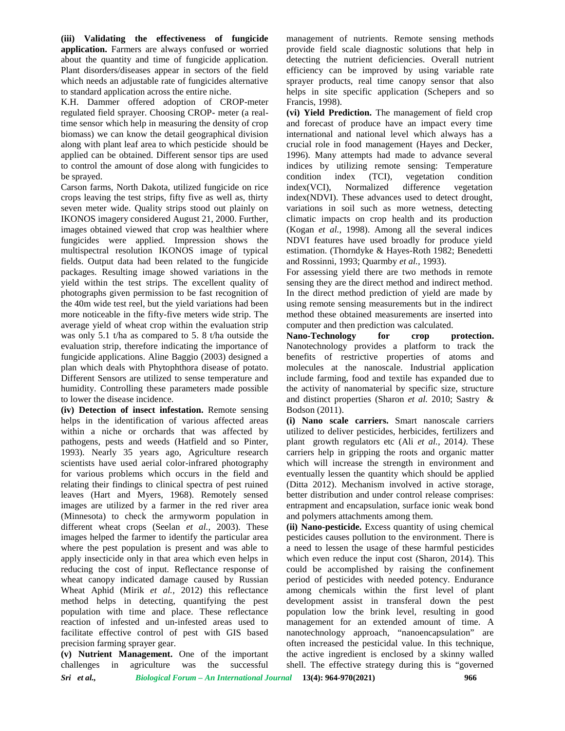**(iii) Validating the effectiveness of fungicide application.** Farmers are always confused or worried about the quantity and time of fungicide application. Plant disorders/diseases appear in sectors of the field which needs an adjustable rate of fungicides alternative to standard application across the entire niche.

K.H. Dammer offered adoption of CROP-meter regulated field sprayer. Choosing CROP- meter (a real-time sensor which help in measuring the density of crop biomass) we can know the detail geographical division along with plant leaf area to which pesticide should be applied can be obtained. Different sensor tips are used to control the amount of dose along with fungicides to be sprayed.

Carson farms, North Dakota, utilized fungicide on rice crops leaving the test strips, fifty five as well as, thirty seven meter wide. Quality strips stood out plainly on IKONOS imagery considered August 21, 2000. Further, images obtained viewed that crop was healthier where fungicides were applied. Impression shows the multispectral resolution IKONOS image of typical fields. Output data had been related to the fungicide packages. Resulting image showed variations in the yield within the test strips. The excellent quality of photographs given permission to be fast recognition of the 40m wide test reel, but the yield variations had been more noticeable in the fifty-five meters wide strip. The average yield of wheat crop within the evaluation strip was only 5.1 t/ha as compared to 5. 8 t/ha outside the evaluation strip, therefore indicating the importance of fungicide applications. Aline Baggio (2003) designed a plan which deals with Phytophthora disease of potato. Different Sensors are utilized to sense temperature and humidity. Controlling these parameters made possible to lower the disease incidence.

**(iv) Detection of insect infestation.** Remote sensing helps in the identification of various affected areas within a niche or orchards that was affected by pathogens, pests and weeds (Hatfield and so Pinter, 1993). Nearly 35 years ago, Agriculture research scientists have used aerial color-infrared photography for various problems which occurs in the field and relating their findings to clinical spectra of pest ruined leaves (Hart and Myers, 1968). Remotely sensed images are utilized by a farmer in the red river area (Minnesota) to check the armyworm population in different wheat crops (Seelan *et al.,* 2003). These images helped the farmer to identify the particular area where the pest population is present and was able to apply insecticide only in that area which even helps in reducing the cost of input. Reflectance response of wheat canopy indicated damage caused by Russian Wheat Aphid (Mirik *et al.,* 2012) this reflectance method helps in detecting, quantifying the pest population with time and place. These reflectance reaction of infested and un-infested areas used to facilitate effective control of pest with GIS based precision farming sprayer gear.

**(v) Nutrient Management.** One of the important challenges in agriculture was the successful management of nutrients. Remote sensing methods provide field scale diagnostic solutions that help in detecting the nutrient deficiencies. Overall nutrient efficiency can be improved by using variable rate sprayer products, real time canopy sensor that also helps in site specific application (Schepers and so Francis, 1998).

**(vi) Yield Prediction.** The management of field crop and forecast of produce have an impact every time international and national level which always has a crucial role in food management (Hayes and Decker, 1996). Many attempts had made to advance several indices by utilizing remote sensing: Temperature condition index (TCI), vegetation condition index(VCI), Normalized difference vegetation index(NDVI). These advances used to detect drought, variations in soil such as more wetness, detecting climatic impacts on crop health and its production (Kogan *et al.,* 1998). Among all the several indices NDVI features have used broadly for produce yield estimation. (Thorndyke & Hayes-Roth 1982; Benedetti and Rossinni, 1993; Quarmby *et al.,* 1993).

For assessing yield there are two methods in remote sensing they are the direct method and indirect method. In the direct method prediction of yield are made by using remote sensing measurements but in the indirect method these obtained measurements are inserted into computer and then prediction was calculated.

**Nano-Technology for crop protection.** Nanotechnology provides a platform to track the benefits of restrictive properties of atoms and molecules at the nanoscale. Industrial application include farming, food and textile has expanded due to the activity of nanomaterial by specific size, structure and distinct properties (Sharon *et al.* 2010; Sastry & Bodson (2011).

**(i) Nano scale carriers.** Smart nanoscale carriers utilized to deliver pesticides, herbicides, fertilizers and plant growth regulators etc (Ali *et al.,* 2014*)*. These carriers help in gripping the roots and organic matter which will increase the strength in environment and eventually lessen the quantity which should be applied (Ditta 2012). Mechanism involved in active storage, better distribution and under control release comprises: entrapment and encapsulation, surface ionic weak bond and polymers attachments among them.

**(ii) Nano-pesticide.** Excess quantity of using chemical pesticides causes pollution to the environment. There is a need to lessen the usage of these harmful pesticides which even reduce the input cost (Sharon, 2014). This could be accomplished by raising the confinement period of pesticides with needed potency. Endurance among chemicals within the first level of plant development assist in transferal down the pest population low the brink level, resulting in good management for an extended amount of time. A nanotechnology approach, "nanoencapsulation" are often increased the pesticidal value. In this technique, the active ingredient is enclosed by a skinny walled shell. The effective strategy during this is "governed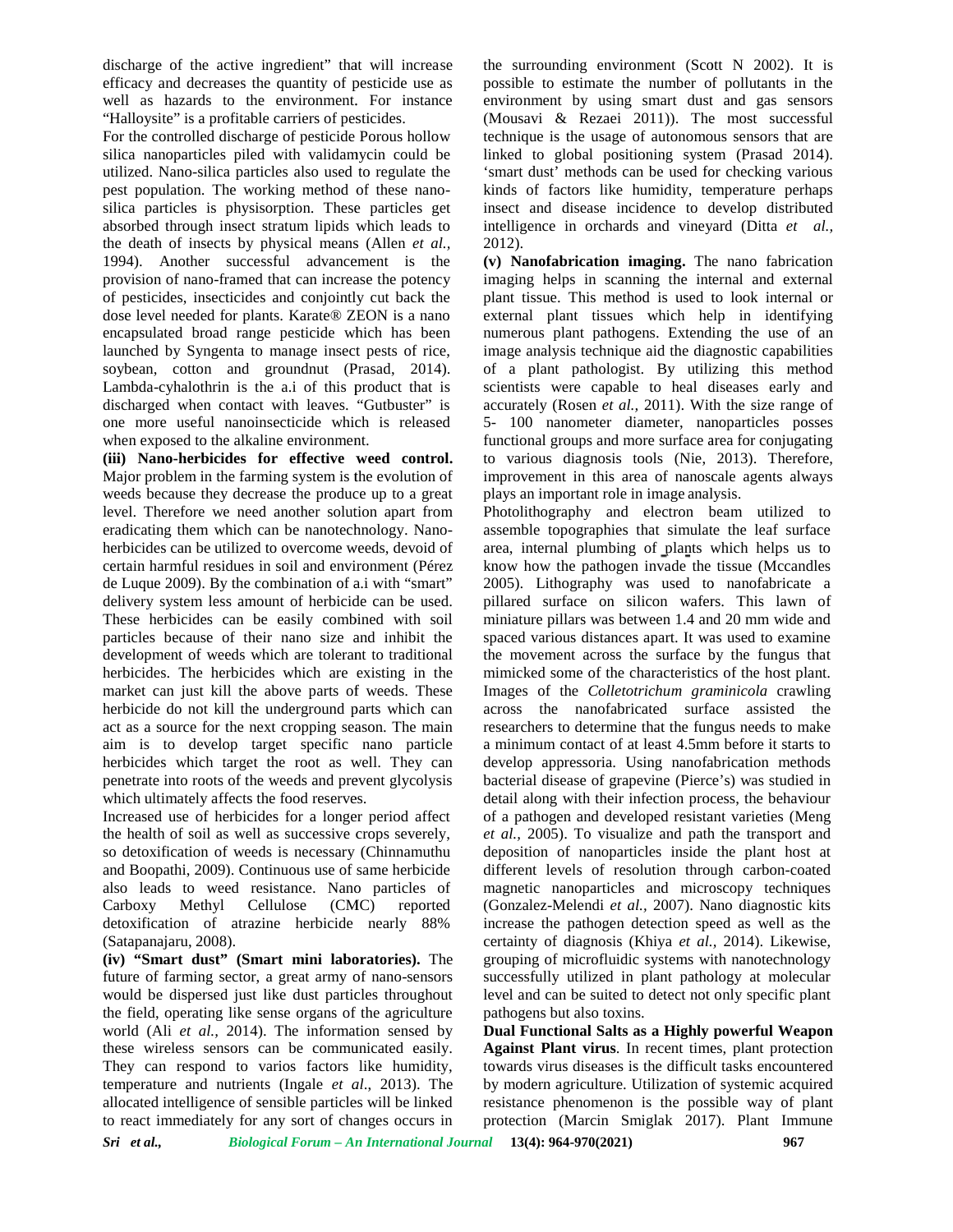discharge of the active ingredient" that will increase efficacy and decreases the quantity of pesticide use as well as hazards to the environment. For instance "Halloysite" is a profitable carriers of pesticides.

For the controlled discharge of pesticide Porous hollow silica nanoparticles piled with validamycin could be utilized. Nano-silica particles also used to regulate the pest population. The working method of these nano-silica particles is physisorption. These particles get absorbed through insect stratum lipids which leads to the death of insects by physical means (Allen *et al.*, 1994). Another successful advancement is the provision of nano-framed that can increase the potency of pesticides, insecticides and conjointly cut back the dose level needed for plants. Karate® ZEON is a nano encapsulated broad range pesticide which has been launched by Syngenta to manage insect pests of rice, soybean, cotton and groundnut (Prasad, 2014). Lambda-cyhalothrin is the a.i of this product that is discharged when contact with leaves. "Gutbuster" is one more useful nanoinsecticide which is released when exposed to the alkaline environment.

**(iii) Nano-herbicides for effective weed control.** Major problem in the farming system is the evolution of weeds because they decrease the produce up to a great level. Therefore we need another solution apart from eradicating them which can be nanotechnology. Nano-herbicides can be utilized to overcome weeds, devoid of certain harmful residues in soil and environment (Pérez de Luque 2009). By the combination of a.i with "smart" delivery system less amount of herbicide can be used. These herbicides can be easily combined with soil particles because of their nano size and inhibit the development of weeds which are tolerant to traditional herbicides. The herbicides which are existing in the market can just kill the above parts of weeds. These herbicide do not kill the underground parts which can act as a source for the next cropping season. The main aim is to develop target specific nano particle herbicides which target the root as well. They can penetrate into roots of the weeds and prevent glycolysis which ultimately affects the food reserves.

Increased use of herbicides for a longer period affect the health of soil as well as successive crops severely, so detoxification of weeds is necessary (Chinnamuthu and Boopathi, 2009). Continuous use of same herbicide also leads to weed resistance. Nano particles of Carboxy Methyl Cellulose (CMC) reported detoxification of atrazine herbicide nearly 88% (Satapanajaru, 2008).

**(iv) "Smart dust" (Smart mini laboratories).** The future of farming sector, a great army of nano-sensors would be dispersed just like dust particles throughout the field, operating like sense organs of the agriculture world (Ali *et al.*, 2014). The information sensed by these wireless sensors can be communicated easily. They can respond to varios factors like humidity, temperature and nutrients (Ingale *et al*., 2013). The allocated intelligence of sensible particles will be linked to react immediately for any sort of changes occurs in the surrounding environment (Scott N 2002). It is possible to estimate the number of pollutants in the environment by using smart dust and gas sensors (Mousavi & Rezaei 2011)). The most successful technique is the usage of autonomous sensors that are linked to global positioning system (Prasad 2014). 'smart dust' methods can be used for checking various kinds of factors like humidity, temperature perhaps insect and disease incidence to develop distributed intelligence in orchards and vineyard (Ditta *et al.,* 2012).

**(v) Nanofabrication imaging.** The nano fabrication imaging helps in scanning the internal and external plant tissue. This method is used to look internal or external plant tissues which help in identifying numerous plant pathogens. Extending the use of an image analysis technique aid the diagnostic capabilities of a plant pathologist. By utilizing this method scientists were capable to heal diseases early and accurately (Rosen *et al.,* 2011). With the size range of 5- 100 nanometer diameter, nanoparticles posses functional groups and more surface area for conjugating to various diagnosis tools (Nie, 2013). Therefore, improvement in this area of nanoscale agents always plays an important role in image analysis.

Photolithography and electron beam utilized to assemble topographies that simulate the leaf surface area, internal plumbing of plants which helps us to know how the pathogen invade the tissue (Mccandles 2005). Lithography was used to nanofabricate a pillared surface on silicon wafers. This lawn of miniature pillars was between 1.4 and 20 mm wide and spaced various distances apart. It was used to examine the movement across the surface by the fungus that mimicked some of the characteristics of the host plant. Images of the *Colletotrichum graminicola* crawling across the nanofabricated surface assisted the researchers to determine that the fungus needs to make a minimum contact of at least 4.5mm before it starts to develop appressoria. Using nanofabrication methods bacterial disease of grapevine (Pierce's) was studied in detail along with their infection process, the behaviour of a pathogen and developed resistant varieties (Meng *et al.,* 2005). To visualize and path the transport and deposition of nanoparticles inside the plant host at different levels of resolution through carbon-coated magnetic nanoparticles and microscopy techniques (Gonzalez-Melendi *et al.,* 2007). Nano diagnostic kits increase the pathogen detection speed as well as the certainty of diagnosis (Khiya *et al.,* 2014). Likewise, grouping of microfluidic systems with nanotechnology successfully utilized in plant pathology at molecular level and can be suited to detect not only specific plant pathogens but also toxins.

**Dual Functional Salts as a Highly powerful Weapon Against Plant virus**. In recent times, plant protection towards virus diseases is the difficult tasks encountered by modern agriculture. Utilization of systemic acquired resistance phenomenon is the possible way of plant protection (Marcin Smiglak 2017). Plant Immune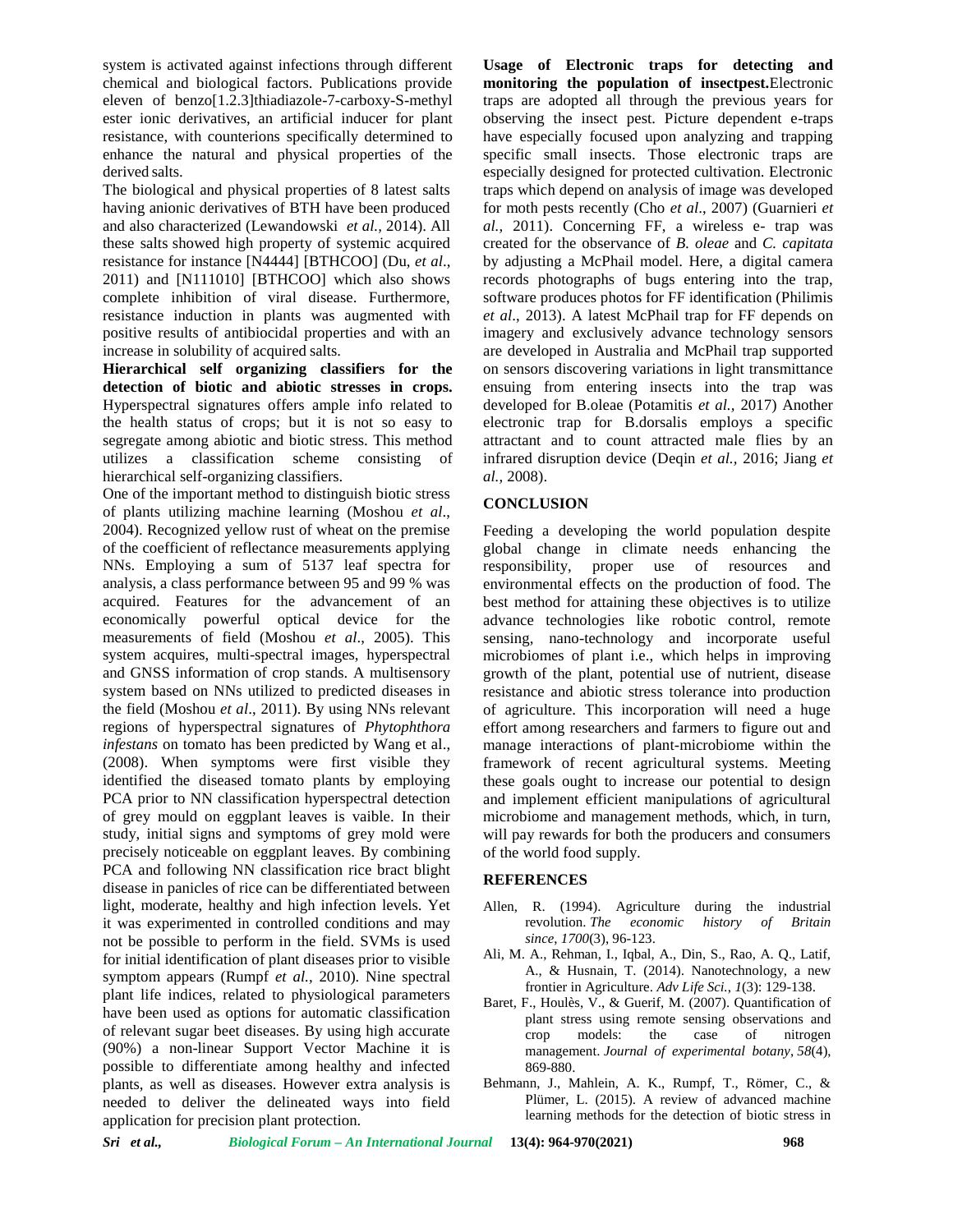system is activated against infections through different chemical and biological factors. Publications provide eleven of benzo[1.2.3]thiadiazole-7-carboxy-S-methyl ester ionic derivatives, an artificial inducer for plant resistance, with counterions specifically determined to enhance the natural and physical properties of the derived salts.

The biological and physical properties of 8 latest salts having anionic derivatives of BTH have been produced and also characterized (Lewandowski *et al.,* 2014). All these salts showed high property of systemic acquired resistance for instance [N4444] [BTHCOO] (Du, *et al*., 2011) and [N111010] [BTHCOO] which also shows complete inhibition of viral disease. Furthermore, resistance induction in plants was augmented with positive results of antibiocidal properties and with an increase in solubility of acquired salts.

**Hierarchical self organizing classifiers for the detection of biotic and abiotic stresses in crops.** Hyperspectral signatures offers ample info related to the health status of crops; but it is not so easy to segregate among abiotic and biotic stress. This method utilizes a classification scheme consisting of hierarchical self-organizing classifiers.

One of the important method to distinguish biotic stress of plants utilizing machine learning (Moshou *et al*., 2004). Recognized yellow rust of wheat on the premise of the coefficient of reflectance measurements applying NNs. Employing a sum of 5137 leaf spectra for analysis, a class performance between 95 and 99 % was acquired. Features for the advancement of an economically powerful optical device for the measurements of field (Moshou *et al*., 2005). This system acquires, multi-spectral images, hyperspectral and GNSS information of crop stands. A multisensory system based on NNs utilized to predicted diseases in the field (Moshou *et al*., 2011). By using NNs relevant regions of hyperspectral signatures of *Phytophthora infestans* on tomato has been predicted by Wang et al., (2008). When symptoms were first visible they identified the diseased tomato plants by employing PCA prior to NN classification hyperspectral detection of grey mould on eggplant leaves is vaible. In their study, initial signs and symptoms of grey mold were precisely noticeable on eggplant leaves. By combining PCA and following NN classification rice bract blight disease in panicles of rice can be differentiated between light, moderate, healthy and high infection levels. Yet it was experimented in controlled conditions and may not be possible to perform in the field. SVMs is used for initial identification of plant diseases prior to visible symptom appears (Rumpf *et al.,* 2010). Nine spectral plant life indices, related to physiological parameters have been used as options for automatic classification of relevant sugar beet diseases. By using high accurate (90%) a non-linear Support Vector Machine it is possible to differentiate among healthy and infected plants, as well as diseases. However extra analysis is needed to deliver the delineated ways into field application for precision plant protection.

**Usage of Electronic traps for detecting and monitoring the population of insectpest.** Electronic traps are adopted all through the previous years for observing the insect pest. Picture dependent e-traps have especially focused upon analyzing and trapping specific small insects. Those electronic traps are especially designed for protected cultivation. Electronic traps which depend on analysis of image was developed for moth pests recently (Cho *et al*., 2007) (Guarnieri *et al.,* 2011). Concerning FF, a wireless e- trap was created for the observance of *B. oleae* and *C. capitata* by adjusting a McPhail model. Here, a digital camera records photographs of bugs entering into the trap, software produces photos for FF identification (Philimis *et al*., 2013). A latest McPhail trap for FF depends on imagery and exclusively advance technology sensors are developed in Australia and McPhail trap supported on sensors discovering variations in light transmittance ensuing from entering insects into the trap was developed for B.oleae (Potamitis *et al.,* 2017) Another electronic trap for B.dorsalis employs a specific attractant and to count attracted male flies by an infrared disruption device (Deqin *et al.,* 2016; Jiang *et al.,* 2008).

## CONCLUSION

Feeding a developing the world population despite global change in climate needs enhancing the responsibility, proper use of resources and environmental effects on the production of food. The best method for attaining these objectives is to utilize advance technologies like robotic control, remote sensing, nano-technology and incorporate useful microbiomes of plant i.e., which helps in improving growth of the plant, potential use of nutrient, disease resistance and abiotic stress tolerance into production of agriculture. This incorporation will need a huge effort among researchers and farmers to figure out and manage interactions of plant-microbiome within the framework of recent agricultural systems. Meeting these goals ought to increase our potential to design and implement efficient manipulations of agricultural microbiome and management methods, which, in turn, will pay rewards for both the producers and consumers of the world food supply.

## REFERENCES

Allen, R. (1994). Agriculture during the industrial revolution. *The economic history of Britain since*, *1700*(3), 96-123.

Ali, M. A., Rehman, I., Iqbal, A., Din, S., Rao, A. Q., Latif, A., & Husnain, T. (2014). Nanotechnology, a new frontier in Agriculture. *Adv Life Sci.*, *1*(3): 129-138.

Baret, F., Houlès, V., & Guerif, M. (2007). Quantification of plant stress using remote sensing observations and crop models: the case of nitrogen management. *Journal of experimental botany*, *58*(4), 869-880.

Behmann, J., Mahlein, A. K., Rumpf, T., Römer, C., & Plümer, L. (2015). A review of advanced machine learning methods for the detection of biotic stress in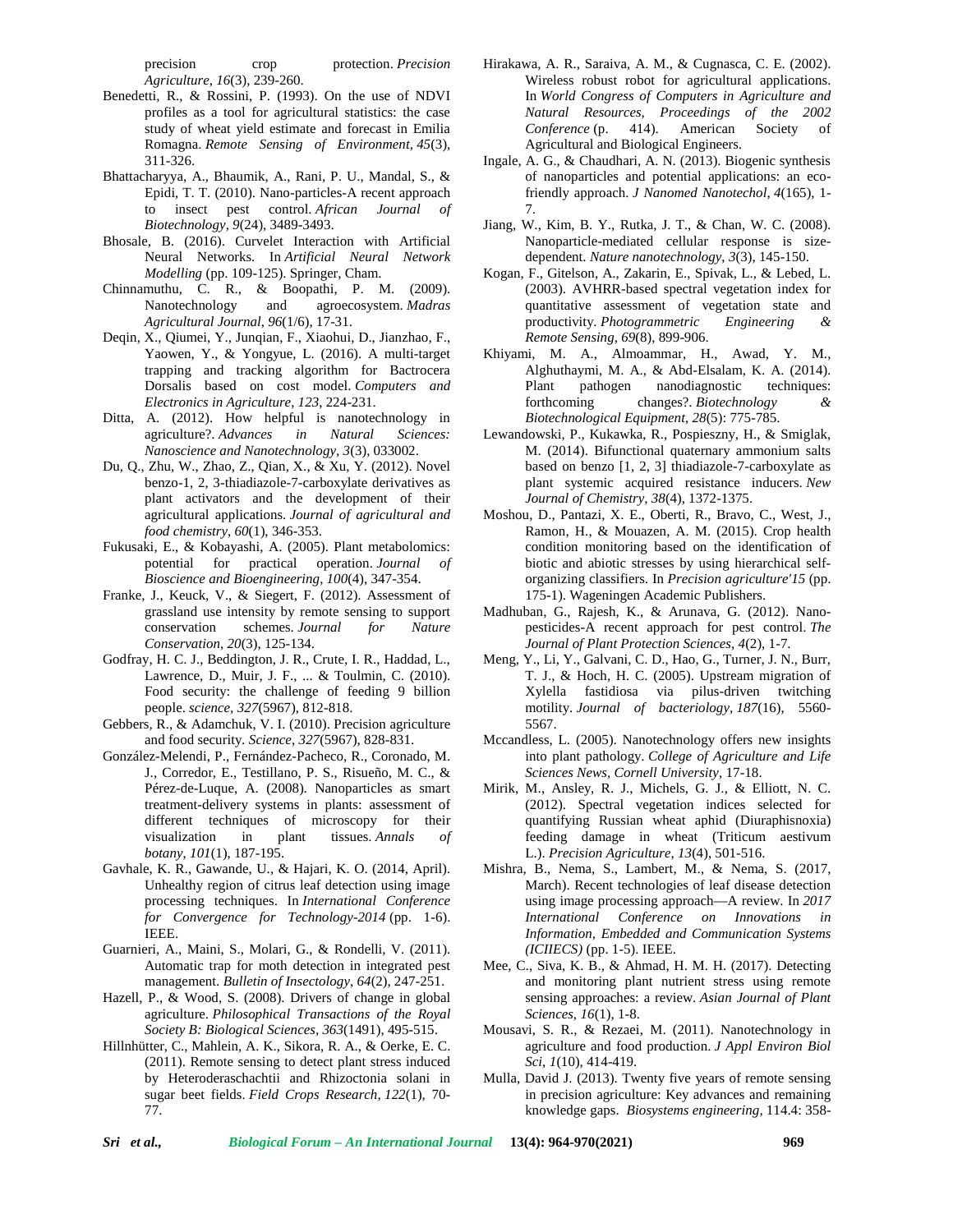precision crop protection. *Precision Agriculture*, *16*(3), 239-260.

Benedetti, R., & Rossini, P. (1993). On the use of NDVI profiles as a tool for agricultural statistics: the case study of wheat yield estimate and forecast in Emilia Romagna. *Remote Sensing of Environment*, *45*(3), 311-326.

Bhattacharyya, A., Bhaumik, A., Rani, P. U., Mandal, S., & Epidi, T. T. (2010). Nano-particles-A recent approach to insect pest control. *African Journal of Biotechnology*, *9*(24), 3489-3493.

Bhosale, B. (2016). Curvelet Interaction with Artificial Neural Networks. In *Artificial Neural Network Modelling* (pp. 109-125). Springer, Cham.

Chinnamuthu, C. R., & Boopathi, P. M. (2009). Nanotechnology and agroecosystem. *Madras Agricultural Journal*, *96*(1/6), 17-31.

Deqin, X., Qiumei, Y., Junqian, F., Xiaohui, D., Jianzhao, F., Yaowen, Y., & Yongyue, L. (2016). A multi-target trapping and tracking algorithm for Bactrocera Dorsalis based on cost model. *Computers and Electronics in Agriculture*, *123*, 224-231.

Ditta, A. (2012). How helpful is nanotechnology in agriculture?. *Advances in Natural Sciences: Nanoscience and Nanotechnology*, *3*(3), 033002.

Du, Q., Zhu, W., Zhao, Z., Qian, X., & Xu, Y. (2012). Novel benzo-1, 2, 3-thiadiazole-7-carboxylate derivatives as plant activators and the development of their agricultural applications. *Journal of agricultural and food chemistry*, *60*(1), 346-353.

Fukusaki, E., & Kobayashi, A. (2005). Plant metabolomics: potential for practical operation. *Journal of Bioscience and Bioengineering*, *100*(4), 347-354.

Franke, J., Keuck, V., & Siegert, F. (2012). Assessment of grassland use intensity by remote sensing to support conservation schemes. *Journal for Nature Conservation*, *20*(3), 125-134.

Godfray, H. C. J., Beddington, J. R., Crute, I. R., Haddad, L., Lawrence, D., Muir, J. F., ... & Toulmin, C. (2010). Food security: the challenge of feeding 9 billion people. *science*, *327*(5967), 812-818.

Gebbers, R., & Adamchuk, V. I. (2010). Precision agriculture and food security. *Science*, *327*(5967), 828-831.

González-Melendi, P., Fernández-Pacheco, R., Coronado, M. J., Corredor, E., Testillano, P. S., Risueño, M. C., & Pérez-de-Luque, A. (2008). Nanoparticles as smart treatment-delivery systems in plants: assessment of different techniques of microscopy for their visualization in plant tissues. *Annals of botany*, *101*(1), 187-195.

Gavhale, K. R., Gawande, U., & Hajari, K. O. (2014, April). Unhealthy region of citrus leaf detection using image processing techniques. In *International Conference for Convergence for Technology-2014* (pp. 1-6). IEEE.

Guarnieri, A., Maini, S., Molari, G., & Rondelli, V. (2011). Automatic trap for moth detection in integrated pest management. *Bulletin of Insectology*, *64*(2), 247-251.

Hazell, P., & Wood, S. (2008). Drivers of change in global agriculture. *Philosophical Transactions of the Royal Society B: Biological Sciences*, *363*(1491), 495-515.

Hillnhütter, C., Mahlein, A. K., Sikora, R. A., & Oerke, E. C. (2011). Remote sensing to detect plant stress induced by Heteroderaschachtii and Rhizoctonia solani in sugar beet fields. *Field Crops Research*, *122*(1), 70-77.

Hirakawa, A. R., Saraiva, A. M., & Cugnasca, C. E. (2002). Wireless robust robot for agricultural applications. In *World Congress of Computers in Agriculture and Natural Resources, Proceedings of the 2002 Conference* (p. 414). American Society of Agricultural and Biological Engineers.

Ingale, A. G., & Chaudhari, A. N. (2013). Biogenic synthesis of nanoparticles and potential applications: an eco-friendly approach. *J Nanomed Nanotechol*, *4*(165), 1-7.

Jiang, W., Kim, B. Y., Rutka, J. T., & Chan, W. C. (2008). Nanoparticle-mediated cellular response is size-dependent. *Nature nanotechnology*, *3*(3), 145-150.

Kogan, F., Gitelson, A., Zakarin, E., Spivak, L., & Lebed, L. (2003). AVHRR-based spectral vegetation index for quantitative assessment of vegetation state and productivity. *Photogrammetric Engineering & Remote Sensing*, *69*(8), 899-906.

Khiyami, M. A., Almoammar, H., Awad, Y. M., Alghuthaymi, M. A., & Abd-Elsalam, K. A. (2014). Plant pathogen nanodiagnostic techniques: forthcoming changes?. *Biotechnology & Biotechnological Equipment*, *28*(5): 775-785.

Lewandowski, P., Kukawka, R., Pospieszny, H., & Smiglak, M. (2014). Bifunctional quaternary ammonium salts based on benzo [1, 2, 3] thiadiazole-7-carboxylate as plant systemic acquired resistance inducers. *New Journal of Chemistry*, *38*(4), 1372-1375.

Moshou, D., Pantazi, X. E., Oberti, R., Bravo, C., West, J., Ramon, H., & Mouazen, A. M. (2015). Crop health condition monitoring based on the identification of biotic and abiotic stresses by using hierarchical self-organizing classifiers. In *Precision agriculture'15* (pp. 175-1). Wageningen Academic Publishers.

Madhuban, G., Rajesh, K., & Arunava, G. (2012). Nano-pesticides-A recent approach for pest control. *The Journal of Plant Protection Sciences*, *4*(2), 1-7.

Meng, Y., Li, Y., Galvani, C. D., Hao, G., Turner, J. N., Burr, T. J., & Hoch, H. C. (2005). Upstream migration of Xylella fastidiosa via pilus-driven twitching motility. *Journal of bacteriology*, *187*(16), 5560-5567.

Mccandless, L. (2005). Nanotechnology offers new insights into plant pathology. *College of Agriculture and Life Sciences News, Cornell University*, 17-18.

Mirik, M., Ansley, R. J., Michels, G. J., & Elliott, N. C. (2012). Spectral vegetation indices selected for quantifying Russian wheat aphid (Diuraphisnoxia) feeding damage in wheat (Triticum aestivum L.). *Precision Agriculture*, *13*(4), 501-516.

Mishra, B., Nema, S., Lambert, M., & Nema, S. (2017, March). Recent technologies of leaf disease detection using image processing approach—A review. In *2017 International Conference on Innovations in Information, Embedded and Communication Systems (ICIIECS)* (pp. 1-5). IEEE.

Mee, C., Siva, K. B., & Ahmad, H. M. H. (2017). Detecting and monitoring plant nutrient stress using remote sensing approaches: a review. *Asian Journal of Plant Sciences*, *16*(1), 1-8.

Mousavi, S. R., & Rezaei, M. (2011). Nanotechnology in agriculture and food production. *J Appl Environ Biol Sci*, *1*(10), 414-419.

Mulla, David J. (2013). Twenty five years of remote sensing in precision agriculture: Key advances and remaining knowledge gaps. *Biosystems engineering*, 114.4: 358-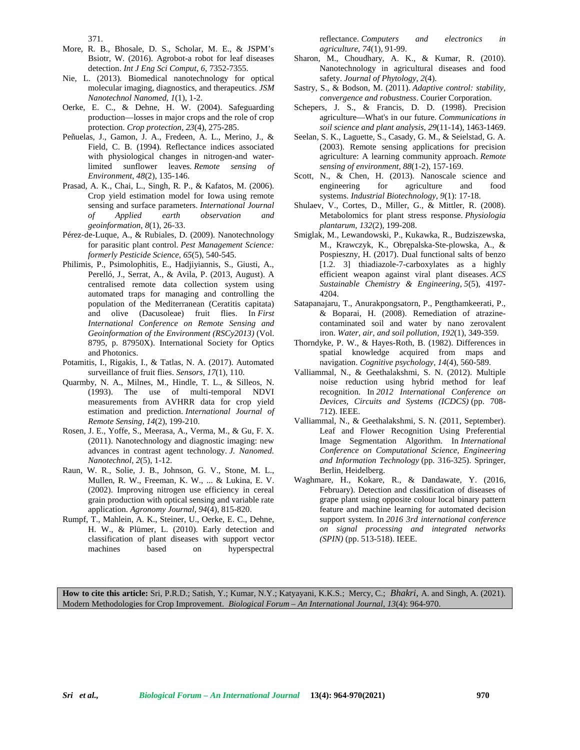371.

More, R. B., Bhosale, D. S., Scholar, M. E., & JSPM's Bsiotr, W. (2016). Agrobot-a robot for leaf diseases detection. *Int J Eng Sci Comput*, *6*, 7352-7355.

Nie, L. (2013). Biomedical nanotechnology for optical molecular imaging, diagnostics, and therapeutics. *JSM Nanotechnol Nanomed*, *1*(1), 1-2.

Oerke, E. C., & Dehne, H. W. (2004). Safeguarding production—losses in major crops and the role of crop protection. *Crop protection*, *23*(4), 275-285.

Peñuelas, J., Gamon, J. A., Fredeen, A. L., Merino, J., & Field, C. B. (1994). Reflectance indices associated with physiological changes in nitrogen-and water-limited sunflower leaves. *Remote sensing of Environment*, *48*(2), 135-146.

Prasad, A. K., Chai, L., Singh, R. P., & Kafatos, M. (2006). Crop yield estimation model for Iowa using remote sensing and surface parameters. *International Journal of Applied earth observation and geoinformation*, *8*(1), 26-33.

Pérez-de-Luque, A., & Rubiales, D. (2009). Nanotechnology for parasitic plant control. *Pest Management Science: formerly Pesticide Science*, *65*(5), 540-545.

Philimis, P., Psimolophitis, E., Hadjiyiannis, S., Giusti, A., Perelló, J., Serrat, A., & Avila, P. (2013, August). A centralised remote data collection system using automated traps for managing and controlling the population of the Mediterranean (Ceratitis capitata) and olive (Dacusoleae) fruit flies. In *First International Conference on Remote Sensing and Geoinformation of the Environment (RSCy2013)* (Vol. 8795, p. 87950X). International Society for Optics and Photonics.

Potamitis, I., Rigakis, I., & Tatlas, N. A. (2017). Automated surveillance of fruit flies. *Sensors*, *17*(1), 110.

Quarmby, N. A., Milnes, M., Hindle, T. L., & Silleos, N. (1993). The use of multi-temporal NDVI measurements from AVHRR data for crop yield estimation and prediction. *International Journal of Remote Sensing*, *14*(2), 199-210.

Rosen, J. E., Yoffe, S., Meerasa, A., Verma, M., & Gu, F. X. (2011). Nanotechnology and diagnostic imaging: new advances in contrast agent technology. *J. Nanomed. Nanotechnol*, *2*(5), 1-12.

Raun, W. R., Solie, J. B., Johnson, G. V., Stone, M. L., Mullen, R. W., Freeman, K. W., ... & Lukina, E. V. (2002). Improving nitrogen use efficiency in cereal grain production with optical sensing and variable rate application. *Agronomy Journal*, *94*(4), 815-820.

Rumpf, T., Mahlein, A. K., Steiner, U., Oerke, E. C., Dehne, H. W., & Plümer, L. (2010). Early detection and classification of plant diseases with support vector machines based on hyperspectral reflectance. *Computers and electronics in agriculture*, *74*(1), 91-99.

Sharon, M., Choudhary, A. K., & Kumar, R. (2010). Nanotechnology in agricultural diseases and food safety. *Journal of Phytology*, *2*(4).

Sastry, S., & Bodson, M. (2011). *Adaptive control: stability, convergence and robustness*. Courier Corporation.

Schepers, J. S., & Francis, D. D. (1998). Precision agriculture—What's in our future. *Communications in soil science and plant analysis*, *29*(11-14), 1463-1469.

Seelan, S. K., Laguette, S., Casady, G. M., & Seielstad, G. A. (2003). Remote sensing applications for precision agriculture: A learning community approach. *Remote sensing of environment*, *88*(1-2), 157-169.

Scott, N., & Chen, H. (2013). Nanoscale science and engineering for agriculture and food systems. *Industrial Biotechnology*, *9*(1): 17-18.

Shulaev, V., Cortes, D., Miller, G., & Mittler, R. (2008). Metabolomics for plant stress response. *Physiologia plantarum*, *132*(2), 199-208.

Smiglak, M., Lewandowski, P., Kukawka, R., Budziszewska, M., Krawczyk, K., Obrępalska-Ste-plowska, A., & Pospieszny, H. (2017). Dual functional salts of benzo [1.2. 3] thiadiazole-7-carboxylates as a highly efficient weapon against viral plant diseases. *ACS Sustainable Chemistry & Engineering*, *5*(5), 4197-4204.

Satapanajaru, T., Anurakpongsatorn, P., Pengthamkeerati, P., & Boparai, H. (2008). Remediation of atrazine-contaminated soil and water by nano zerovalent iron. *Water, air, and soil pollution*, *192*(1), 349-359.

Thorndyke, P. W., & Hayes-Roth, B. (1982). Differences in spatial knowledge acquired from maps and navigation. *Cognitive psychology*, *14*(4), 560-589.

Valliammal, N., & Geethalakshmi, S. N. (2012). Multiple noise reduction using hybrid method for leaf recognition. In *2012 International Conference on Devices, Circuits and Systems (ICDCS)* (pp. 708-712). IEEE.

Valliammal, N., & Geethalakshmi, S. N. (2011, September). Leaf and Flower Recognition Using Preferential Image Segmentation Algorithm. In *International Conference on Computational Science, Engineering and Information Technology* (pp. 316-325). Springer, Berlin, Heidelberg.

Waghmare, H., Kokare, R., & Dandawate, Y. (2016, February). Detection and classification of diseases of grape plant using opposite colour local binary pattern feature and machine learning for automated decision support system. In *2016 3rd international conference on signal processing and integrated networks (SPIN)* (pp. 513-518). IEEE.

**How to cite this article:** Sri, P.R.D.; Satish, Y.; Kumar, N.Y.; Katyayani, K.K.S.; Mercy, C.; *Bhakri*, A. and Singh, A. (2021). Modern Methodologies for Crop Improvement. *Biological Forum – An International Journal*, *13*(4): 964-970.